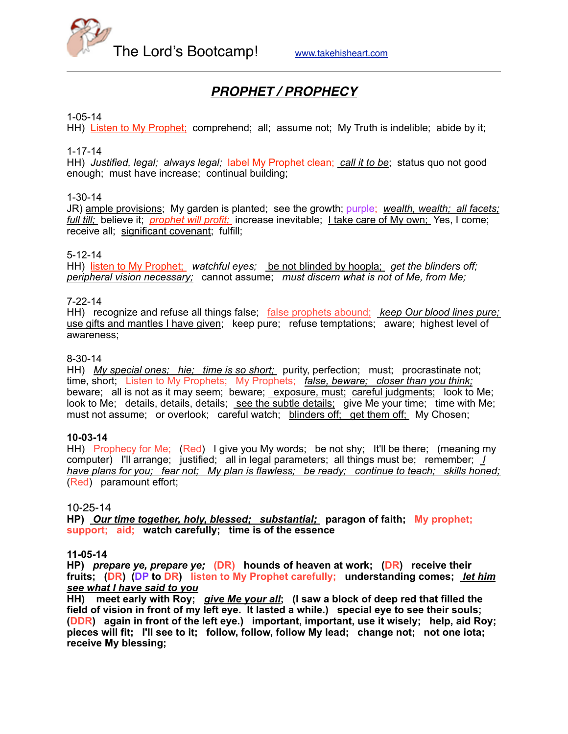The Lord's Bootcamp! www.takehisheart.com

# ***PROPHET / PROPHECY***

1-05-14
HH) Listen to My Prophet; comprehend; all; assume not; My Truth is indelible; abide by it;

1-17-14
HH) *Justified, legal; always legal;* label My Prophet clean; *call it to be*; status quo not good enough; must have increase; continual building;

1-30-14
JR) ample provisions; My garden is planted; see the growth; purple; *wealth, wealth; all facets; full till;* believe it; *prophet will profit;* increase inevitable; I take care of My own; Yes, I come; receive all; significant covenant; fulfill;

5-12-14
HH) listen to My Prophet; *watchful eyes;* be not blinded by hoopla; *get the blinders off; peripheral vision necessary;* cannot assume; *must discern what is not of Me, from Me;*

7-22-14
HH) recognize and refuse all things false; false prophets abound; *keep Our blood lines pure;* use gifts and mantles I have given; keep pure; refuse temptations; aware; highest level of awareness;

8-30-14
HH) *My special ones; hie; time is so short;* purity, perfection; must; procrastinate not; time, short; Listen to My Prophets; My Prophets; *false, beware; closer than you think;* beware; all is not as it may seem; beware; exposure, must; careful judgments; look to Me; look to Me; details, details, details; see the subtle details; give Me your time; time with Me; must not assume; or overlook; careful watch; blinders off; get them off; My Chosen;

**10-03-14**
HH) Prophecy for Me; (Red) I give you My words; be not shy; It'll be there; (meaning my computer) I'll arrange; justified; all in legal parameters; all things must be; remember; *I have plans for you; fear not; My plan is flawless; be ready; continue to teach; skills honed;* (Red) paramount effort;

10-25-14
**HP) *Our time together, holy, blessed; substantial;* paragon of faith; My prophet; support; aid; watch carefully; time is of the essence**

**11-05-14**
**HP) *prepare ye, prepare ye;* (DR) hounds of heaven at work; (DR) receive their fruits; (DR) (DP to DR) listen to My Prophet carefully; understanding comes; *let him see what I have said to you***
**HH) meet early with Roy; *give Me your all*; (I saw a block of deep red that filled the field of vision in front of my left eye. It lasted a while.) special eye to see their souls; (DDR) again in front of the left eye.) important, important, use it wisely; help, aid Roy; pieces will fit; I'll see to it; follow, follow, follow My lead; change not; not one iota; receive My blessing;**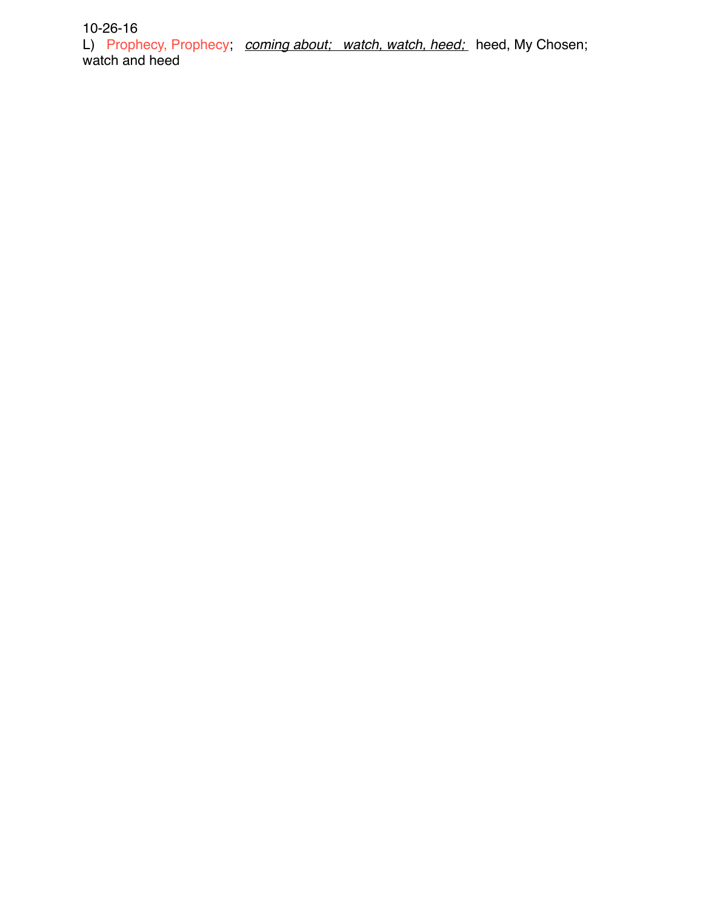10-26-16

L) Prophecy, Prophecy; *coming about; watch, watch, heed;* heed, My Chosen; watch and heed